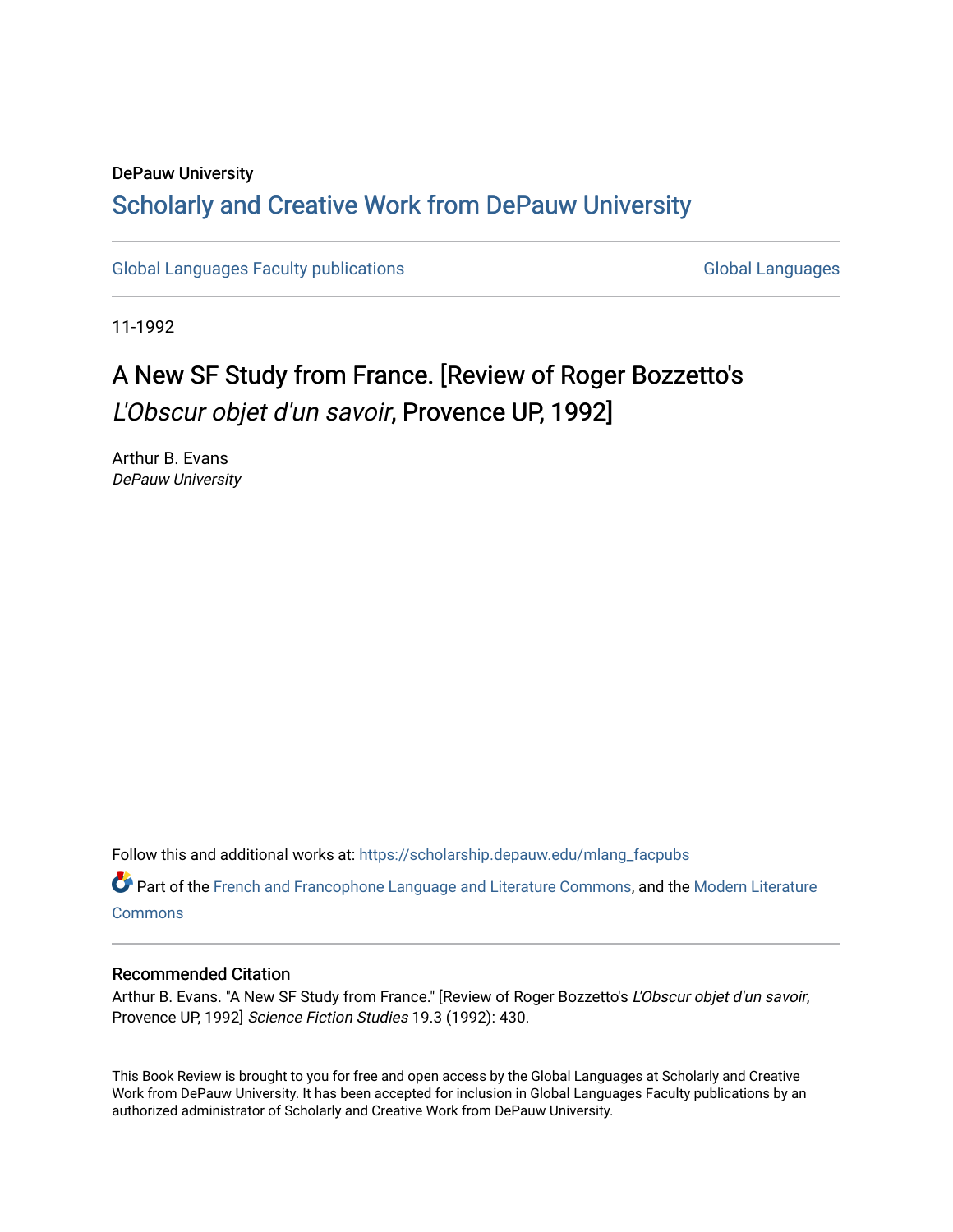DePauw University

## Scholarly and Creative Work from DePauw University

Global Languages Faculty publications | Global Languages

11-1992

# A New SF Study from France. [Review of Roger Bozzetto's *L'Obscur objet d'un savoir*, Provence UP, 1992]

Arthur B. Evans
*DePauw University*

Follow this and additional works at: https://scholarship.depauw.edu/mlang_facpubs

Part of the French and Francophone Language and Literature Commons, and the Modern Literature Commons

### Recommended Citation

Arthur B. Evans. "A New SF Study from France." [Review of Roger Bozzetto's *L'Obscur objet d'un savoir*, Provence UP, 1992] *Science Fiction Studies* 19.3 (1992): 430.

This Book Review is brought to you for free and open access by the Global Languages at Scholarly and Creative Work from DePauw University. It has been accepted for inclusion in Global Languages Faculty publications by an authorized administrator of Scholarly and Creative Work from DePauw University.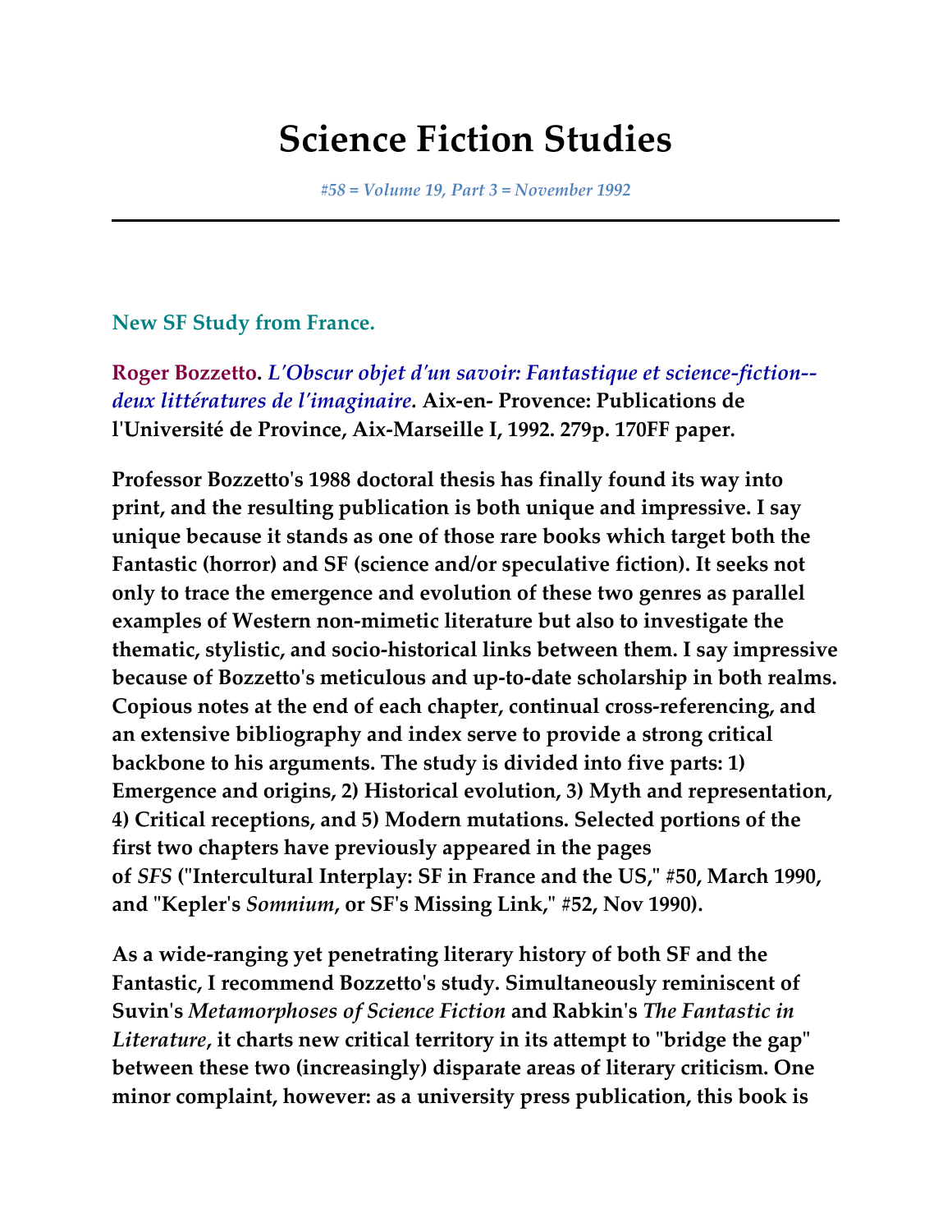# Science Fiction Studies

*#58 = Volume 19, Part 3 = November 1992*

---

### New SF Study from France.

**Roger Bozzetto.** ***L'Obscur objet d'un savoir: Fantastique et science-fiction--deux littératures de l'imaginaire.*** **Aix-en- Provence: Publications de l'Université de Province, Aix-Marseille I, 1992. 279p. 170FF paper.**

**Professor Bozzetto's 1988 doctoral thesis has finally found its way into print, and the resulting publication is both unique and impressive. I say unique because it stands as one of those rare books which target both the Fantastic (horror) and SF (science and/or speculative fiction). It seeks not only to trace the emergence and evolution of these two genres as parallel examples of Western non-mimetic literature but also to investigate the thematic, stylistic, and socio-historical links between them. I say impressive because of Bozzetto's meticulous and up-to-date scholarship in both realms. Copious notes at the end of each chapter, continual cross-referencing, and an extensive bibliography and index serve to provide a strong critical backbone to his arguments. The study is divided into five parts: 1) Emergence and origins, 2) Historical evolution, 3) Myth and representation, 4) Critical receptions, and 5) Modern mutations. Selected portions of the first two chapters have previously appeared in the pages of *SFS* ("Intercultural Interplay: SF in France and the US," #50, March 1990, and "Kepler's *Somnium*, or SF's Missing Link," #52, Nov 1990).**

**As a wide-ranging yet penetrating literary history of both SF and the Fantastic, I recommend Bozzetto's study. Simultaneously reminiscent of Suvin's *Metamorphoses of Science Fiction* and Rabkin's *The Fantastic in Literature*, it charts new critical territory in its attempt to "bridge the gap" between these two (increasingly) disparate areas of literary criticism. One minor complaint, however: as a university press publication, this book is**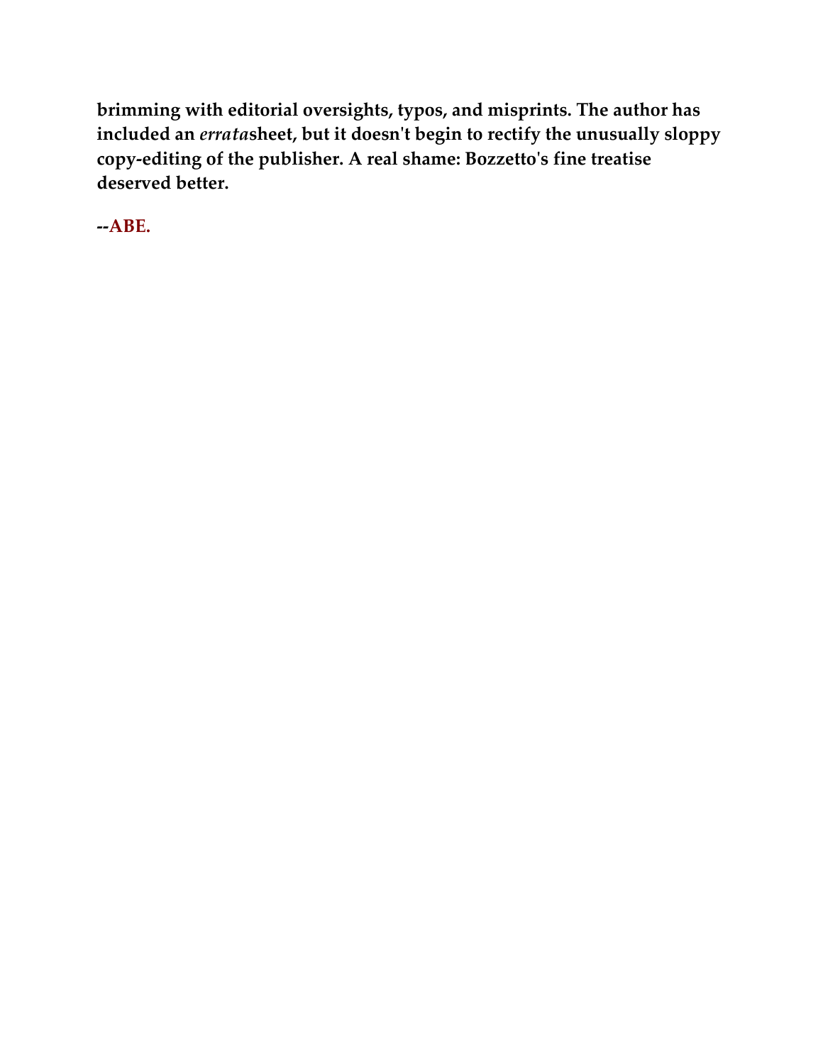**brimming with editorial oversights, typos, and misprints. The author has included an *errata*sheet, but it doesn't begin to rectify the unusually sloppy copy-editing of the publisher. A real shame: Bozzetto's fine treatise deserved better.**

**--ABE.**